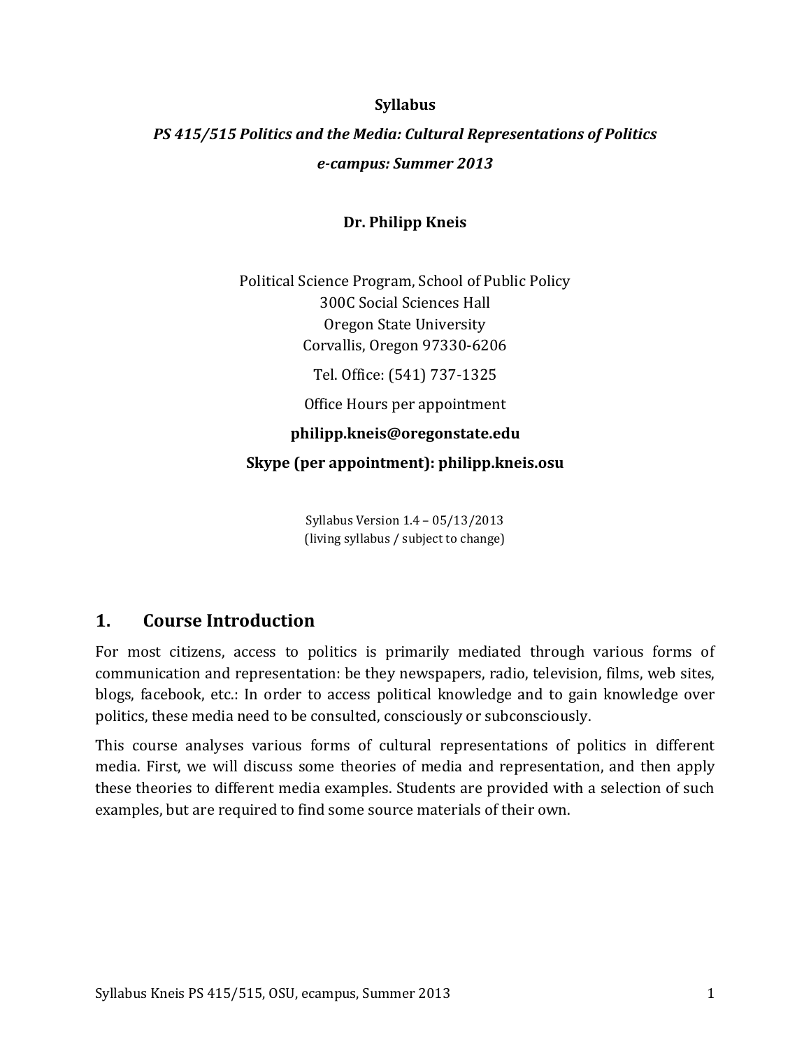**Syllabus**

***PS 415/515 Politics and the Media: Cultural Representations of Politics***

***e-campus: Summer 2013***

**Dr. Philipp Kneis**

Political Science Program, School of Public Policy
300C Social Sciences Hall
Oregon State University
Corvallis, Oregon 97330-6206

Tel. Office: (541) 737-1325

Office Hours per appointment

**philipp.kneis@oregonstate.edu**

**Skype (per appointment): philipp.kneis.osu**

Syllabus Version 1.4 – 05/13/2013
(living syllabus / subject to change)

## 1. Course Introduction

For most citizens, access to politics is primarily mediated through various forms of communication and representation: be they newspapers, radio, television, films, web sites, blogs, facebook, etc.: In order to access political knowledge and to gain knowledge over politics, these media need to be consulted, consciously or subconsciously.

This course analyses various forms of cultural representations of politics in different media. First, we will discuss some theories of media and representation, and then apply these theories to different media examples. Students are provided with a selection of such examples, but are required to find some source materials of their own.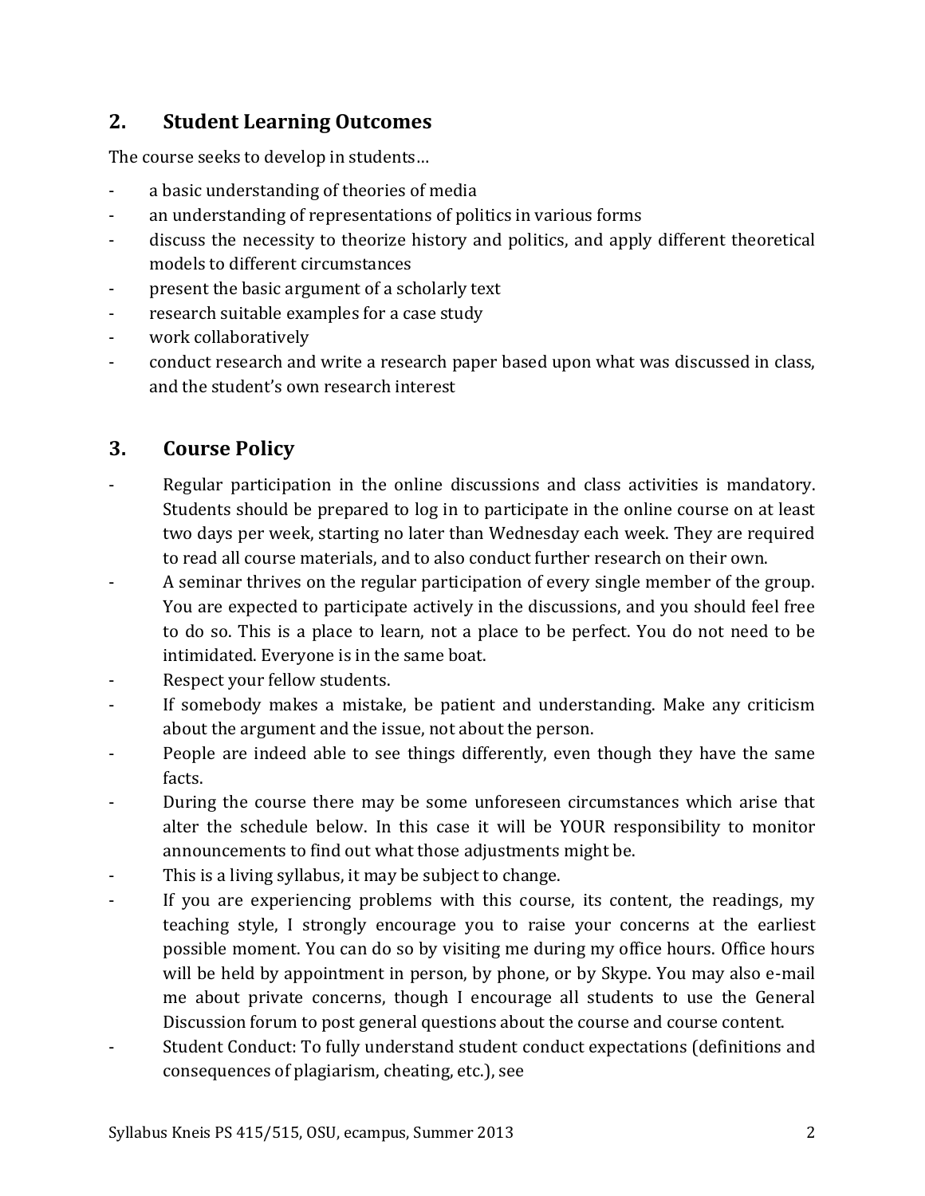## 2. Student Learning Outcomes

The course seeks to develop in students…

- a basic understanding of theories of media
- an understanding of representations of politics in various forms
- discuss the necessity to theorize history and politics, and apply different theoretical models to different circumstances
- present the basic argument of a scholarly text
- research suitable examples for a case study
- work collaboratively
- conduct research and write a research paper based upon what was discussed in class, and the student's own research interest

## 3. Course Policy

- Regular participation in the online discussions and class activities is mandatory. Students should be prepared to log in to participate in the online course on at least two days per week, starting no later than Wednesday each week. They are required to read all course materials, and to also conduct further research on their own.
- A seminar thrives on the regular participation of every single member of the group. You are expected to participate actively in the discussions, and you should feel free to do so. This is a place to learn, not a place to be perfect. You do not need to be intimidated. Everyone is in the same boat.
- Respect your fellow students.
- If somebody makes a mistake, be patient and understanding. Make any criticism about the argument and the issue, not about the person.
- People are indeed able to see things differently, even though they have the same facts.
- During the course there may be some unforeseen circumstances which arise that alter the schedule below. In this case it will be YOUR responsibility to monitor announcements to find out what those adjustments might be.
- This is a living syllabus, it may be subject to change.
- If you are experiencing problems with this course, its content, the readings, my teaching style, I strongly encourage you to raise your concerns at the earliest possible moment. You can do so by visiting me during my office hours. Office hours will be held by appointment in person, by phone, or by Skype. You may also e-mail me about private concerns, though I encourage all students to use the General Discussion forum to post general questions about the course and course content.
- Student Conduct: To fully understand student conduct expectations (definitions and consequences of plagiarism, cheating, etc.), see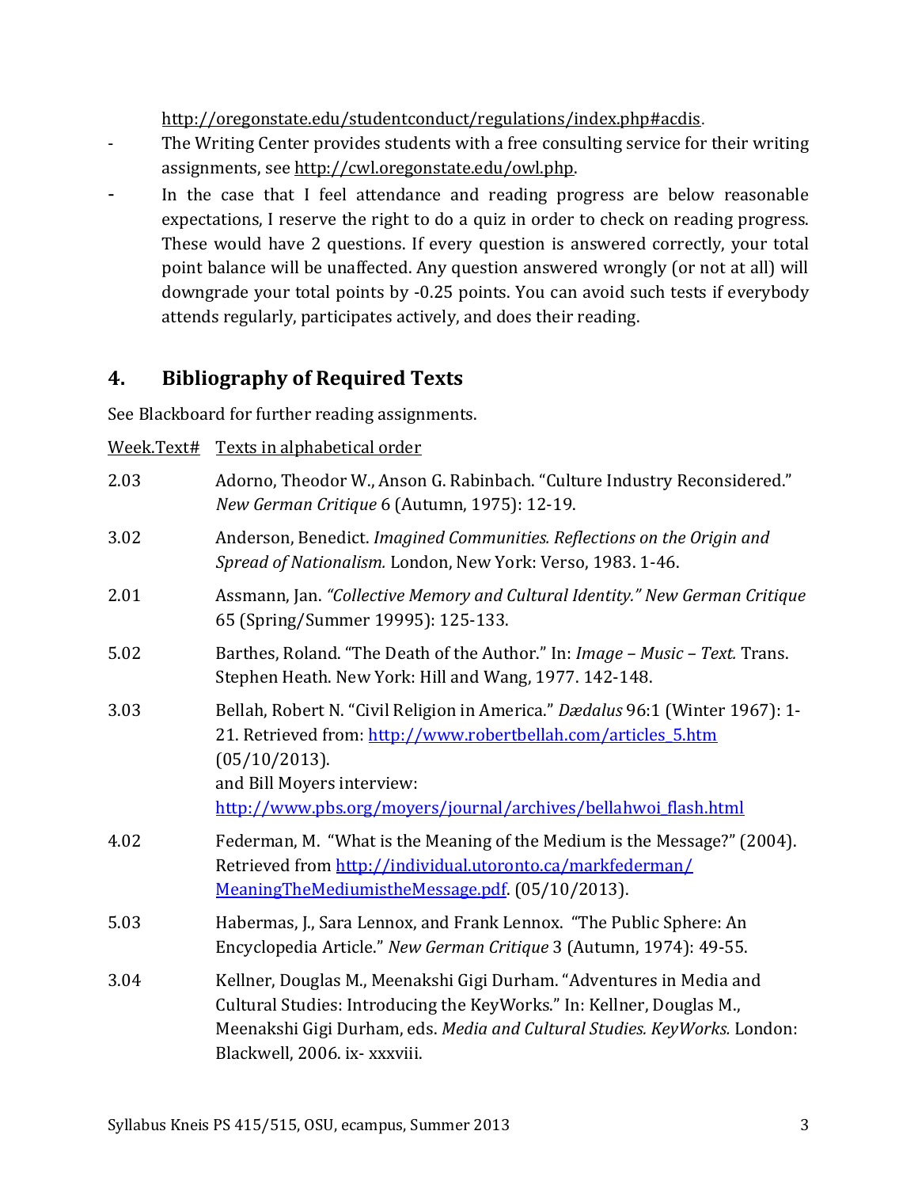http://oregonstate.edu/studentconduct/regulations/index.php#acdis.

- The Writing Center provides students with a free consulting service for their writing assignments, see http://cwl.oregonstate.edu/owl.php.
- In the case that I feel attendance and reading progress are below reasonable expectations, I reserve the right to do a quiz in order to check on reading progress. These would have 2 questions. If every question is answered correctly, your total point balance will be unaffected. Any question answered wrongly (or not at all) will downgrade your total points by -0.25 points. You can avoid such tests if everybody attends regularly, participates actively, and does their reading.

## 4. Bibliography of Required Texts

See Blackboard for further reading assignments.

| Week.Text# | Texts in alphabetical order |
|---|---|
| 2.03 | Adorno, Theodor W., Anson G. Rabinbach. "Culture Industry Reconsidered." *New German Critique* 6 (Autumn, 1975): 12-19. |
| 3.02 | Anderson, Benedict. *Imagined Communities. Reflections on the Origin and Spread of Nationalism.* London, New York: Verso, 1983. 1-46. |
| 2.01 | Assmann, Jan. *"Collective Memory and Cultural Identity." New German Critique* 65 (Spring/Summer 19995): 125-133. |
| 5.02 | Barthes, Roland. "The Death of the Author." In: *Image – Music – Text.* Trans. Stephen Heath. New York: Hill and Wang, 1977. 142-148. |
| 3.03 | Bellah, Robert N. "Civil Religion in America." *Dædalus* 96:1 (Winter 1967): 1-21. Retrieved from: http://www.robertbellah.com/articles_5.htm (05/10/2013). and Bill Moyers interview: http://www.pbs.org/moyers/journal/archives/bellahwoi_flash.html |
| 4.02 | Federman, M. "What is the Meaning of the Medium is the Message?" (2004). Retrieved from http://individual.utoronto.ca/markfederman/MeaningTheMediumistheMessage.pdf. (05/10/2013). |
| 5.03 | Habermas, J., Sara Lennox, and Frank Lennox. "The Public Sphere: An Encyclopedia Article." *New German Critique* 3 (Autumn, 1974): 49-55. |
| 3.04 | Kellner, Douglas M., Meenakshi Gigi Durham. "Adventures in Media and Cultural Studies: Introducing the KeyWorks." In: Kellner, Douglas M., Meenakshi Gigi Durham, eds. *Media and Cultural Studies. KeyWorks.* London: Blackwell, 2006. ix- xxxviii. |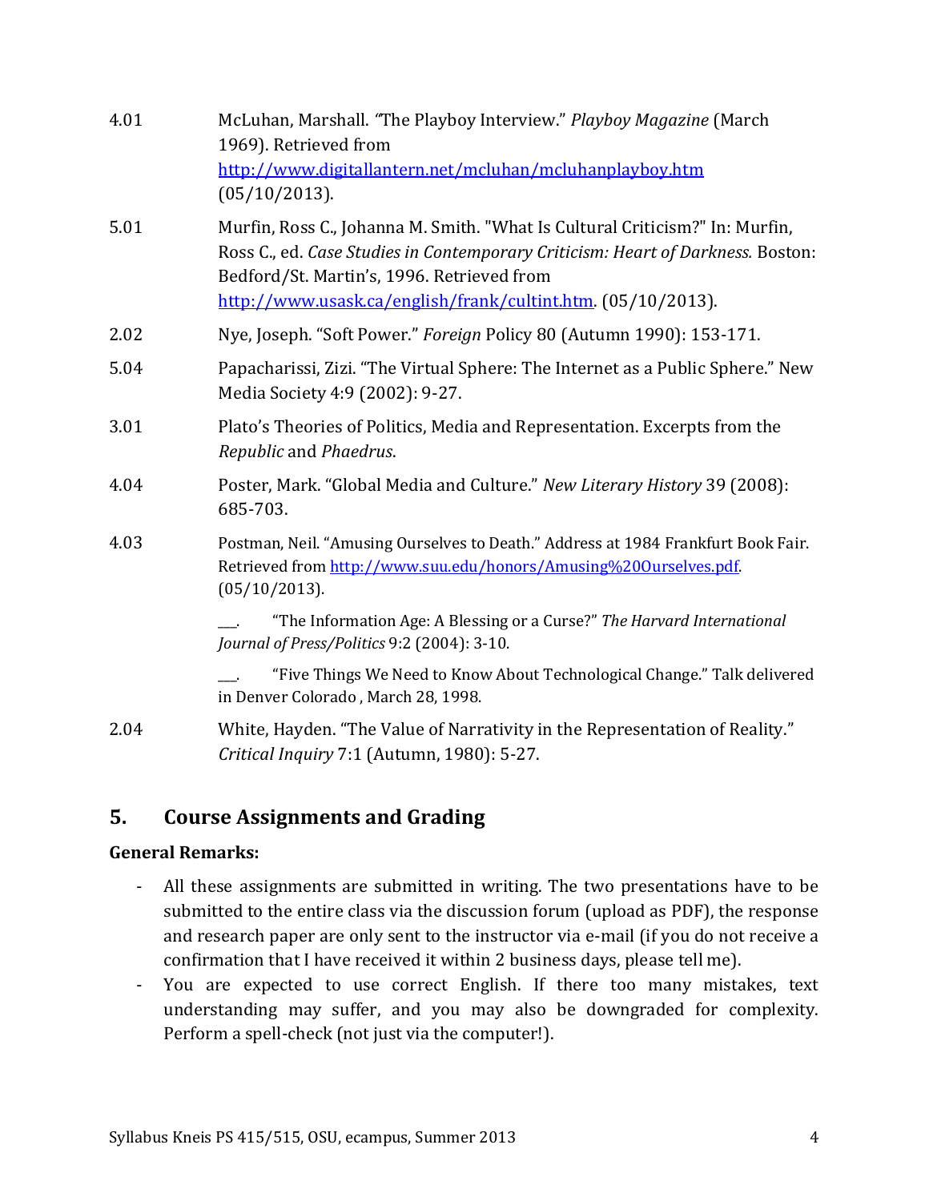| | |
|---|---|
| 4.01 | McLuhan, Marshall. "The Playboy Interview." *Playboy Magazine* (March 1969). Retrieved from [http://www.digitallantern.net/mcluhan/mcluhanplayboy.htm](http://www.digitallantern.net/mcluhan/mcluhanplayboy.htm) (05/10/2013). |
| 5.01 | Murfin, Ross C., Johanna M. Smith. "What Is Cultural Criticism?" In: Murfin, Ross C., ed. *Case Studies in Contemporary Criticism: Heart of Darkness.* Boston: Bedford/St. Martin's, 1996. Retrieved from [http://www.usask.ca/english/frank/cultint.htm](http://www.usask.ca/english/frank/cultint.htm). (05/10/2013). |
| 2.02 | Nye, Joseph. "Soft Power." *Foreign* Policy 80 (Autumn 1990): 153-171. |
| 5.04 | Papacharissi, Zizi. "The Virtual Sphere: The Internet as a Public Sphere." New Media Society 4:9 (2002): 9-27. |
| 3.01 | Plato's Theories of Politics, Media and Representation. Excerpts from the *Republic* and *Phaedrus*. |
| 4.04 | Poster, Mark. "Global Media and Culture." *New Literary History* 39 (2008): 685-703. |
| 4.03 | Postman, Neil. "Amusing Ourselves to Death." Address at 1984 Frankfurt Book Fair. Retrieved from [http://www.suu.edu/honors/Amusing%20Ourselves.pdf](http://www.suu.edu/honors/Amusing%20Ourselves.pdf). (05/10/2013). |
| | ___. "The Information Age: A Blessing or a Curse?" *The Harvard International Journal of Press/Politics* 9:2 (2004): 3-10. |
| | ___. "Five Things We Need to Know About Technological Change." Talk delivered in Denver Colorado , March 28, 1998. |
| 2.04 | White, Hayden. "The Value of Narrativity in the Representation of Reality." *Critical Inquiry* 7:1 (Autumn, 1980): 5-27. |

## 5. Course Assignments and Grading

**General Remarks:**

- All these assignments are submitted in writing. The two presentations have to be submitted to the entire class via the discussion forum (upload as PDF), the response and research paper are only sent to the instructor via e-mail (if you do not receive a confirmation that I have received it within 2 business days, please tell me).
- You are expected to use correct English. If there too many mistakes, text understanding may suffer, and you may also be downgraded for complexity. Perform a spell-check (not just via the computer!).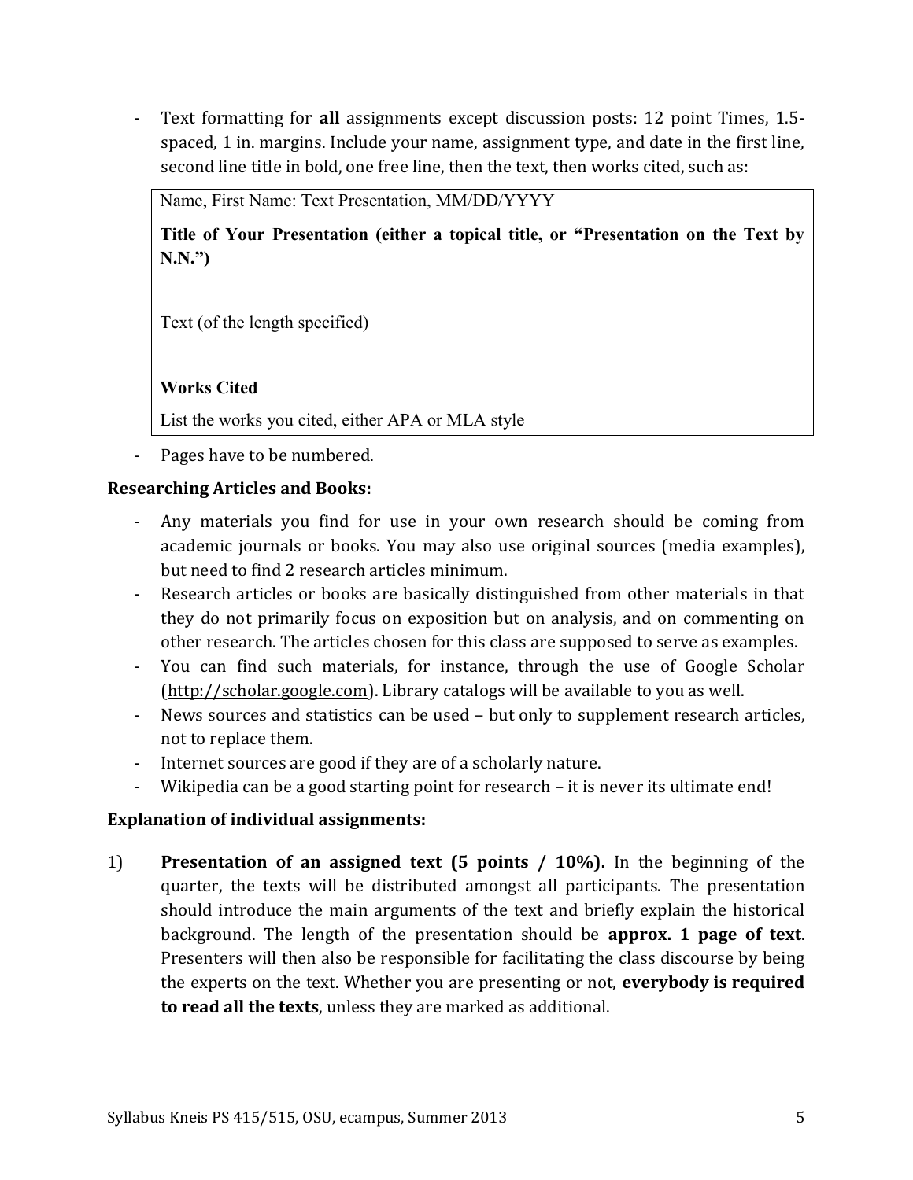- Text formatting for **all** assignments except discussion posts: 12 point Times, 1.5-spaced, 1 in. margins. Include your name, assignment type, and date in the first line, second line title in bold, one free line, then the text, then works cited, such as:

> Name, First Name: Text Presentation, MM/DD/YYYY
>
> **Title of Your Presentation (either a topical title, or "Presentation on the Text by N.N.")**
>
> Text (of the length specified)
>
> **Works Cited**
>
> List the works you cited, either APA or MLA style

- Pages have to be numbered.

**Researching Articles and Books:**

- Any materials you find for use in your own research should be coming from academic journals or books. You may also use original sources (media examples), but need to find 2 research articles minimum.
- Research articles or books are basically distinguished from other materials in that they do not primarily focus on exposition but on analysis, and on commenting on other research. The articles chosen for this class are supposed to serve as examples.
- You can find such materials, for instance, through the use of Google Scholar (http://scholar.google.com). Library catalogs will be available to you as well.
- News sources and statistics can be used – but only to supplement research articles, not to replace them.
- Internet sources are good if they are of a scholarly nature.
- Wikipedia can be a good starting point for research – it is never its ultimate end!

**Explanation of individual assignments:**

1) **Presentation of an assigned text (5 points / 10%).** In the beginning of the quarter, the texts will be distributed amongst all participants. The presentation should introduce the main arguments of the text and briefly explain the historical background. The length of the presentation should be **approx. 1 page of text**. Presenters will then also be responsible for facilitating the class discourse by being the experts on the text. Whether you are presenting or not, **everybody is required to read all the texts**, unless they are marked as additional.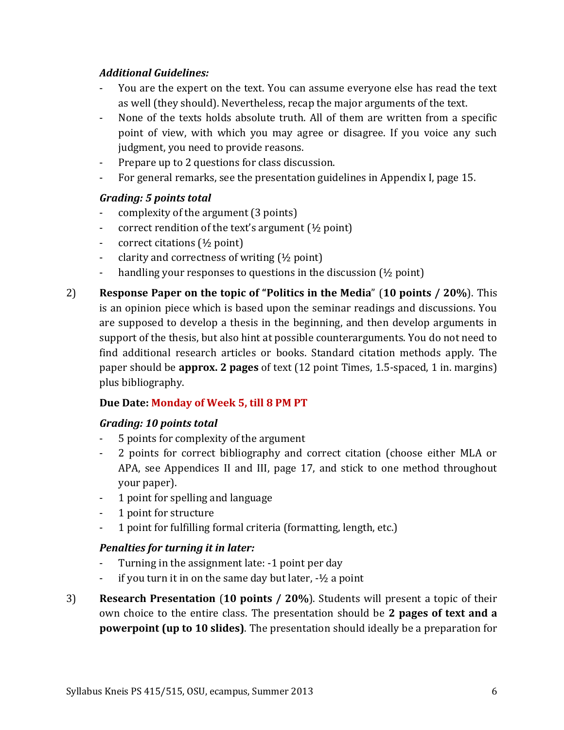***Additional Guidelines:***

- You are the expert on the text. You can assume everyone else has read the text as well (they should). Nevertheless, recap the major arguments of the text.
- None of the texts holds absolute truth. All of them are written from a specific point of view, with which you may agree or disagree. If you voice any such judgment, you need to provide reasons.
- Prepare up to 2 questions for class discussion.
- For general remarks, see the presentation guidelines in Appendix I, page 15.

***Grading: 5 points total***

- complexity of the argument (3 points)
- correct rendition of the text's argument (½ point)
- correct citations (½ point)
- clarity and correctness of writing (½ point)
- handling your responses to questions in the discussion (½ point)

2) **Response Paper on the topic of "Politics in the Media**" (**10 points / 20%**). This is an opinion piece which is based upon the seminar readings and discussions. You are supposed to develop a thesis in the beginning, and then develop arguments in support of the thesis, but also hint at possible counterarguments. You do not need to find additional research articles or books. Standard citation methods apply. The paper should be **approx. 2 pages** of text (12 point Times, 1.5-spaced, 1 in. margins) plus bibliography.

**Due Date: Monday of Week 5, till 8 PM PT**

***Grading: 10 points total***

- 5 points for complexity of the argument
- 2 points for correct bibliography and correct citation (choose either MLA or APA, see Appendices II and III, page 17, and stick to one method throughout your paper).
- 1 point for spelling and language
- 1 point for structure
- 1 point for fulfilling formal criteria (formatting, length, etc.)

***Penalties for turning it in later:***

- Turning in the assignment late: -1 point per day
- if you turn it in on the same day but later, -½ a point

3) **Research Presentation** (**10 points / 20%**). Students will present a topic of their own choice to the entire class. The presentation should be **2 pages of text and a powerpoint (up to 10 slides)**. The presentation should ideally be a preparation for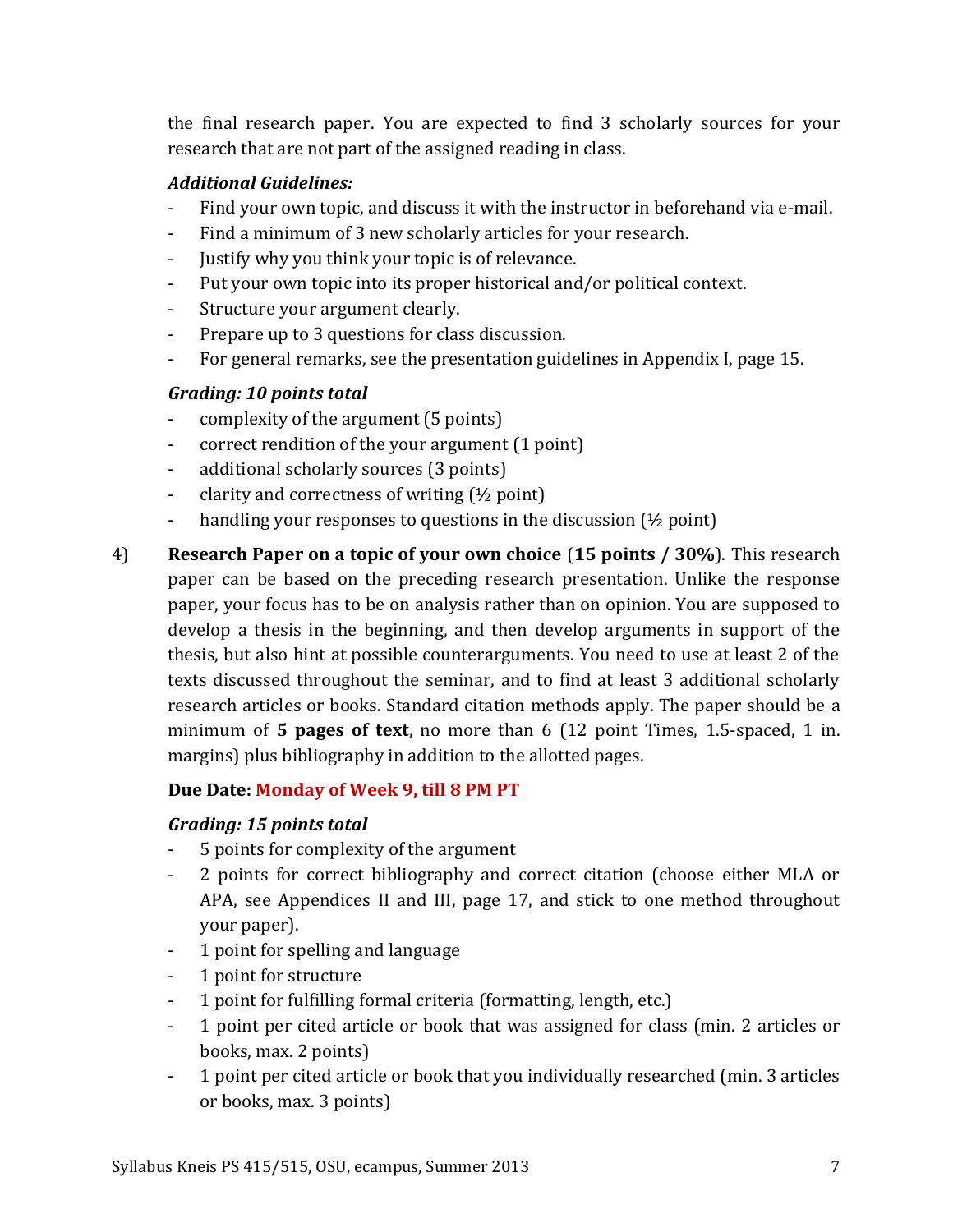the final research paper. You are expected to find 3 scholarly sources for your research that are not part of the assigned reading in class.

***Additional Guidelines:***

- Find your own topic, and discuss it with the instructor in beforehand via e-mail.
- Find a minimum of 3 new scholarly articles for your research.
- Justify why you think your topic is of relevance.
- Put your own topic into its proper historical and/or political context.
- Structure your argument clearly.
- Prepare up to 3 questions for class discussion.
- For general remarks, see the presentation guidelines in Appendix I, page 15.

***Grading: 10 points total***

- complexity of the argument (5 points)
- correct rendition of the your argument (1 point)
- additional scholarly sources (3 points)
- clarity and correctness of writing (½ point)
- handling your responses to questions in the discussion (½ point)

4) **Research Paper on a topic of your own choice** (**15 points / 30%**). This research paper can be based on the preceding research presentation. Unlike the response paper, your focus has to be on analysis rather than on opinion. You are supposed to develop a thesis in the beginning, and then develop arguments in support of the thesis, but also hint at possible counterarguments. You need to use at least 2 of the texts discussed throughout the seminar, and to find at least 3 additional scholarly research articles or books. Standard citation methods apply. The paper should be a minimum of **5 pages of text**, no more than 6 (12 point Times, 1.5-spaced, 1 in. margins) plus bibliography in addition to the allotted pages.

**Due Date: Monday of Week 9, till 8 PM PT**

***Grading: 15 points total***

- 5 points for complexity of the argument
- 2 points for correct bibliography and correct citation (choose either MLA or APA, see Appendices II and III, page 17, and stick to one method throughout your paper).
- 1 point for spelling and language
- 1 point for structure
- 1 point for fulfilling formal criteria (formatting, length, etc.)
- 1 point per cited article or book that was assigned for class (min. 2 articles or books, max. 2 points)
- 1 point per cited article or book that you individually researched (min. 3 articles or books, max. 3 points)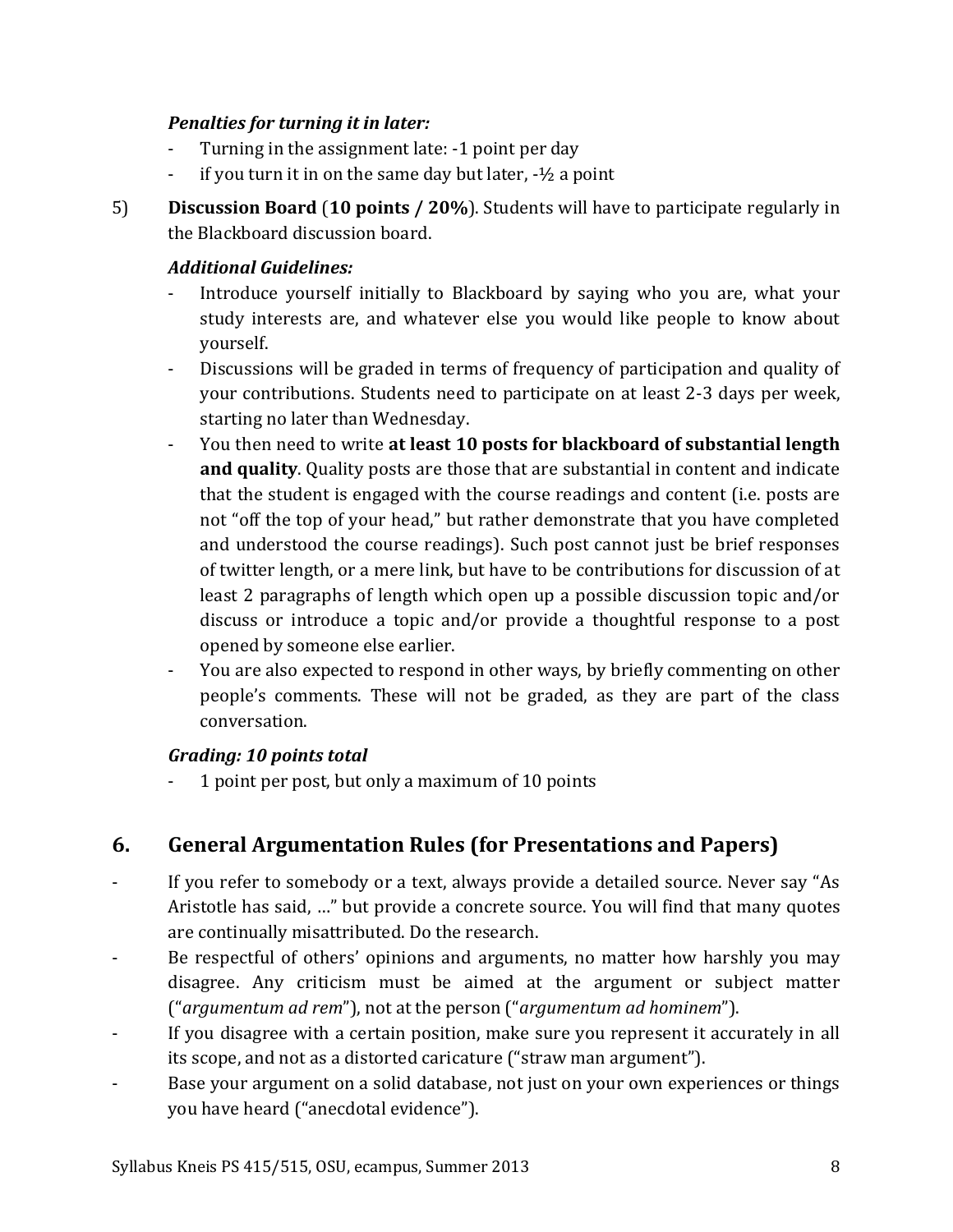***Penalties for turning it in later:***

- Turning in the assignment late: -1 point per day
- if you turn it in on the same day but later, -½ a point

5) **Discussion Board** (**10 points / 20%**). Students will have to participate regularly in the Blackboard discussion board.

   ***Additional Guidelines:***

   - Introduce yourself initially to Blackboard by saying who you are, what your study interests are, and whatever else you would like people to know about yourself.
   - Discussions will be graded in terms of frequency of participation and quality of your contributions. Students need to participate on at least 2-3 days per week, starting no later than Wednesday.
   - You then need to write **at least 10 posts for blackboard of substantial length and quality**. Quality posts are those that are substantial in content and indicate that the student is engaged with the course readings and content (i.e. posts are not "off the top of your head," but rather demonstrate that you have completed and understood the course readings). Such post cannot just be brief responses of twitter length, or a mere link, but have to be contributions for discussion of at least 2 paragraphs of length which open up a possible discussion topic and/or discuss or introduce a topic and/or provide a thoughtful response to a post opened by someone else earlier.
   - You are also expected to respond in other ways, by briefly commenting on other people's comments. These will not be graded, as they are part of the class conversation.

   ***Grading: 10 points total***

   - 1 point per post, but only a maximum of 10 points

## 6. General Argumentation Rules (for Presentations and Papers)

- If you refer to somebody or a text, always provide a detailed source. Never say "As Aristotle has said, …" but provide a concrete source. You will find that many quotes are continually misattributed. Do the research.
- Be respectful of others' opinions and arguments, no matter how harshly you may disagree. Any criticism must be aimed at the argument or subject matter ("*argumentum ad rem*"), not at the person ("*argumentum ad hominem*").
- If you disagree with a certain position, make sure you represent it accurately in all its scope, and not as a distorted caricature ("straw man argument").
- Base your argument on a solid database, not just on your own experiences or things you have heard ("anecdotal evidence").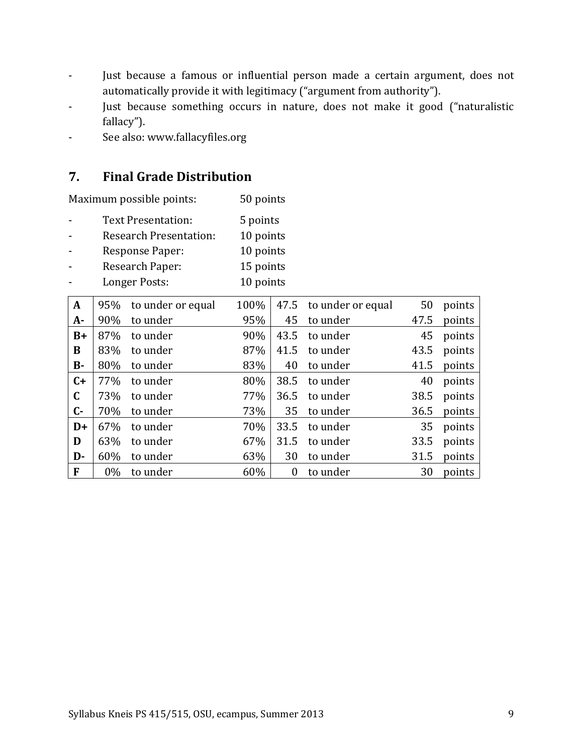- Just because a famous or influential person made a certain argument, does not automatically provide it with legitimacy ("argument from authority").
- Just because something occurs in nature, does not make it good ("naturalistic fallacy").
- See also: www.fallacyfiles.org

## 7. Final Grade Distribution

Maximum possible points: 50 points

- Text Presentation: 5 points
- Research Presentation: 10 points
- Response Paper: 10 points
- Research Paper: 15 points
- Longer Posts: 10 points

| Grade | From (%) | | To (%) | From (points) | | To (points) | |
|---|---|---|---|---|---|---|---|
| **A** | 95% | to under or equal | 100% | 47.5 | to under or equal | 50 | points |
| **A-** | 90% | to under | 95% | 45 | to under | 47.5 | points |
| **B+** | 87% | to under | 90% | 43.5 | to under | 45 | points |
| **B** | 83% | to under | 87% | 41.5 | to under | 43.5 | points |
| **B-** | 80% | to under | 83% | 40 | to under | 41.5 | points |
| **C+** | 77% | to under | 80% | 38.5 | to under | 40 | points |
| **C** | 73% | to under | 77% | 36.5 | to under | 38.5 | points |
| **C-** | 70% | to under | 73% | 35 | to under | 36.5 | points |
| **D+** | 67% | to under | 70% | 33.5 | to under | 35 | points |
| **D** | 63% | to under | 67% | 31.5 | to under | 33.5 | points |
| **D-** | 60% | to under | 63% | 30 | to under | 31.5 | points |
| **F** | 0% | to under | 60% | 0 | to under | 30 | points |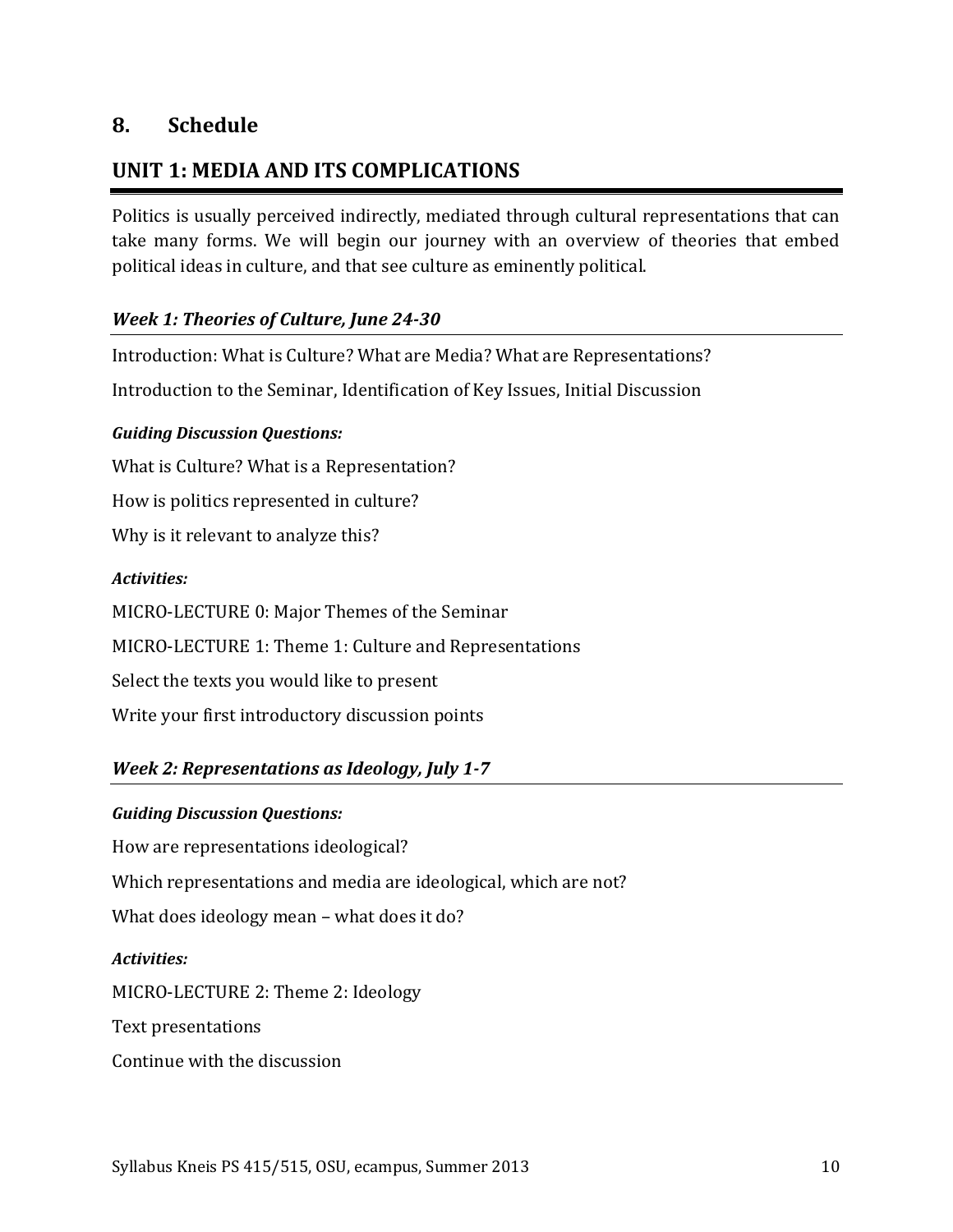## 8. Schedule

## UNIT 1: MEDIA AND ITS COMPLICATIONS

Politics is usually perceived indirectly, mediated through cultural representations that can take many forms. We will begin our journey with an overview of theories that embed political ideas in culture, and that see culture as eminently political.

### *Week 1: Theories of Culture, June 24-30*

Introduction: What is Culture? What are Media? What are Representations?

Introduction to the Seminar, Identification of Key Issues, Initial Discussion

***Guiding Discussion Questions:***

What is Culture? What is a Representation?

How is politics represented in culture?

Why is it relevant to analyze this?

***Activities:***

MICRO-LECTURE 0: Major Themes of the Seminar

MICRO-LECTURE 1: Theme 1: Culture and Representations

Select the texts you would like to present

Write your first introductory discussion points

### *Week 2: Representations as Ideology, July 1-7*

***Guiding Discussion Questions:***

How are representations ideological?

Which representations and media are ideological, which are not?

What does ideology mean – what does it do?

***Activities:***

MICRO-LECTURE 2: Theme 2: Ideology

Text presentations

Continue with the discussion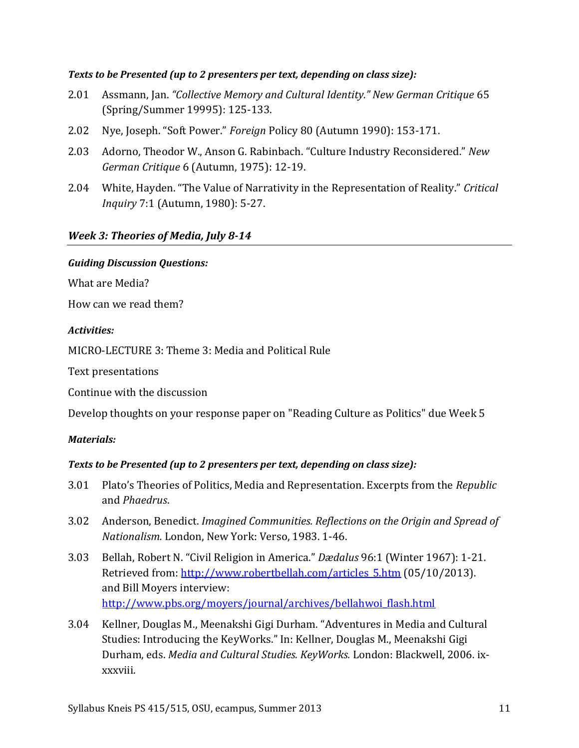***Texts to be Presented (up to 2 presenters per text, depending on class size):***

2.01 Assmann, Jan. *"Collective Memory and Cultural Identity." New German Critique* 65 (Spring/Summer 19995): 125-133.

2.02 Nye, Joseph. "Soft Power." *Foreign* Policy 80 (Autumn 1990): 153-171.

2.03 Adorno, Theodor W., Anson G. Rabinbach. "Culture Industry Reconsidered." *New German Critique* 6 (Autumn, 1975): 12-19.

2.04 White, Hayden. "The Value of Narrativity in the Representation of Reality." *Critical Inquiry* 7:1 (Autumn, 1980): 5-27.

### *Week 3: Theories of Media, July 8-14*

***Guiding Discussion Questions:***

What are Media?

How can we read them?

***Activities:***

MICRO-LECTURE 3: Theme 3: Media and Political Rule

Text presentations

Continue with the discussion

Develop thoughts on your response paper on "Reading Culture as Politics" due Week 5

***Materials:***

***Texts to be Presented (up to 2 presenters per text, depending on class size):***

3.01 Plato's Theories of Politics, Media and Representation. Excerpts from the *Republic* and *Phaedrus*.

3.02 Anderson, Benedict. *Imagined Communities. Reflections on the Origin and Spread of Nationalism.* London, New York: Verso, 1983. 1-46.

3.03 Bellah, Robert N. "Civil Religion in America." *Dædalus* 96:1 (Winter 1967): 1-21. Retrieved from: [http://www.robertbellah.com/articles_5.htm](http://www.robertbellah.com/articles_5.htm) (05/10/2013). and Bill Moyers interview: [http://www.pbs.org/moyers/journal/archives/bellahwoi_flash.html](http://www.pbs.org/moyers/journal/archives/bellahwoi_flash.html)

3.04 Kellner, Douglas M., Meenakshi Gigi Durham. "Adventures in Media and Cultural Studies: Introducing the KeyWorks." In: Kellner, Douglas M., Meenakshi Gigi Durham, eds. *Media and Cultural Studies. KeyWorks.* London: Blackwell, 2006. ix-xxxviii.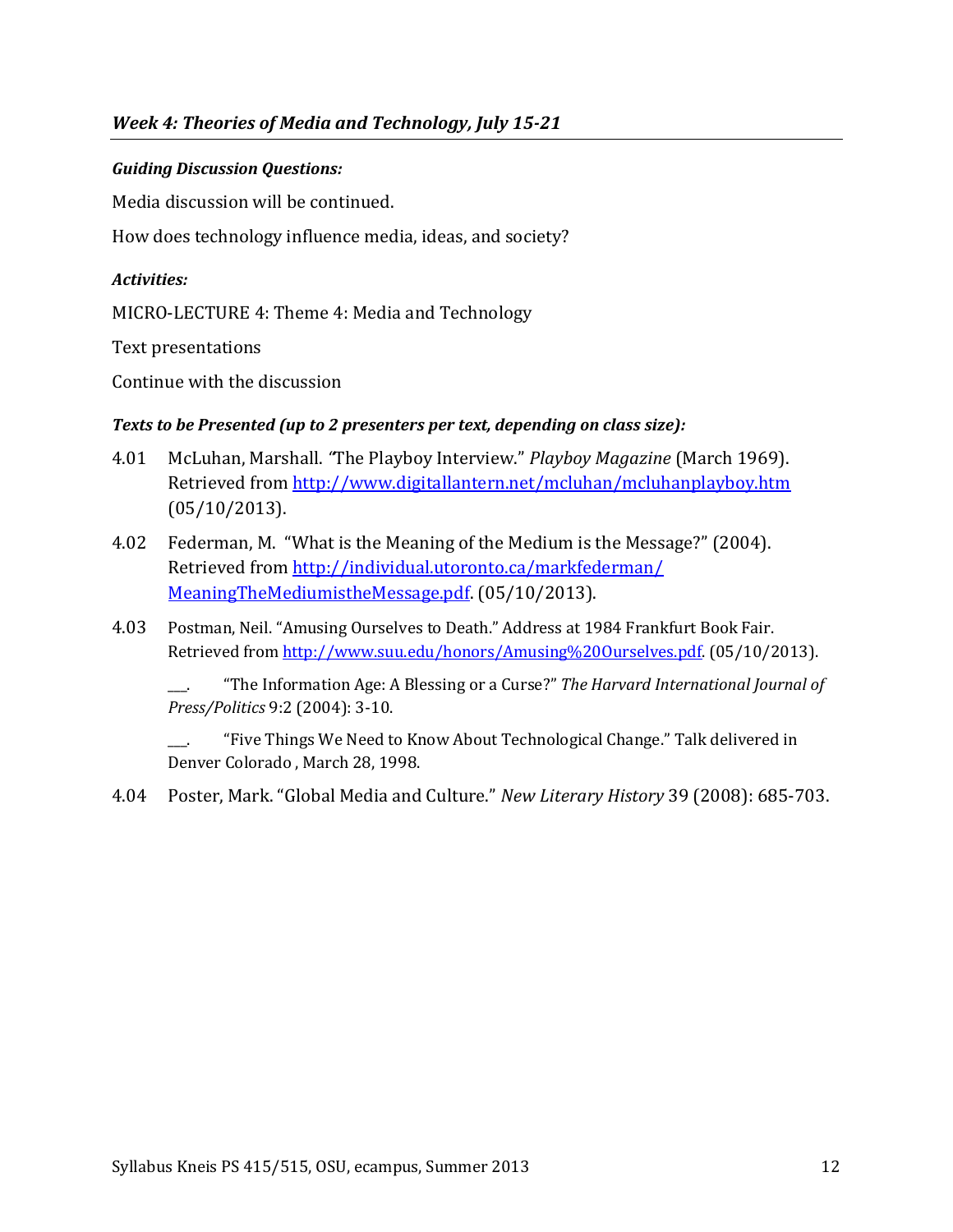### *Week 4: Theories of Media and Technology, July 15-21*

***Guiding Discussion Questions:***

Media discussion will be continued.

How does technology influence media, ideas, and society?

***Activities:***

MICRO-LECTURE 4: Theme 4: Media and Technology

Text presentations

Continue with the discussion

***Texts to be Presented (up to 2 presenters per text, depending on class size):***

4.01 McLuhan, Marshall. "The Playboy Interview." *Playboy Magazine* (March 1969). Retrieved from [http://www.digitallantern.net/mcluhan/mcluhanplayboy.htm](http://www.digitallantern.net/mcluhan/mcluhanplayboy.htm) (05/10/2013).

4.02 Federman, M. "What is the Meaning of the Medium is the Message?" (2004). Retrieved from [http://individual.utoronto.ca/markfederman/MeaningTheMediumistheMessage.pdf](http://individual.utoronto.ca/markfederman/MeaningTheMediumistheMessage.pdf). (05/10/2013).

4.03 Postman, Neil. "Amusing Ourselves to Death." Address at 1984 Frankfurt Book Fair. Retrieved from [http://www.suu.edu/honors/Amusing%20Ourselves.pdf](http://www.suu.edu/honors/Amusing%20Ourselves.pdf). (05/10/2013).

___. "The Information Age: A Blessing or a Curse?" *The Harvard International Journal of Press/Politics* 9:2 (2004): 3-10.

___. "Five Things We Need to Know About Technological Change." Talk delivered in Denver Colorado , March 28, 1998.

4.04 Poster, Mark. "Global Media and Culture." *New Literary History* 39 (2008): 685-703.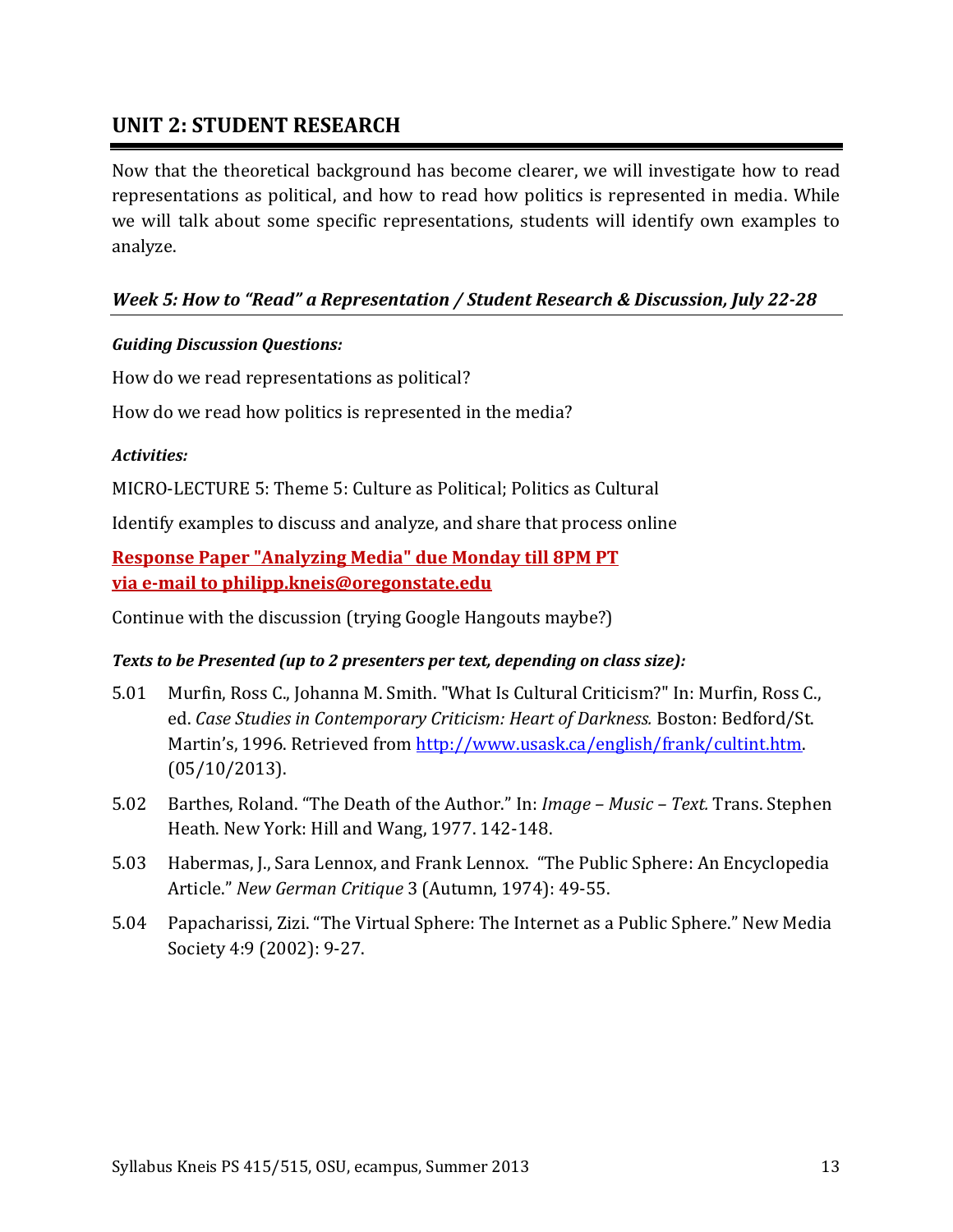## UNIT 2: STUDENT RESEARCH

Now that the theoretical background has become clearer, we will investigate how to read representations as political, and how to read how politics is represented in media. While we will talk about some specific representations, students will identify own examples to analyze.

### *Week 5: How to "Read" a Representation / Student Research & Discussion, July 22-28*

***Guiding Discussion Questions:***

How do we read representations as political?

How do we read how politics is represented in the media?

***Activities:***

MICRO-LECTURE 5: Theme 5: Culture as Political; Politics as Cultural

Identify examples to discuss and analyze, and share that process online

**Response Paper "Analyzing Media" due Monday till 8PM PT**
**via e-mail to philipp.kneis@oregonstate.edu**

Continue with the discussion (trying Google Hangouts maybe?)

***Texts to be Presented (up to 2 presenters per text, depending on class size):***

5.01 Murfin, Ross C., Johanna M. Smith. "What Is Cultural Criticism?" In: Murfin, Ross C., ed. *Case Studies in Contemporary Criticism: Heart of Darkness.* Boston: Bedford/St. Martin's, 1996. Retrieved from http://www.usask.ca/english/frank/cultint.htm. (05/10/2013).

5.02 Barthes, Roland. "The Death of the Author." In: *Image – Music – Text.* Trans. Stephen Heath. New York: Hill and Wang, 1977. 142-148.

5.03 Habermas, J., Sara Lennox, and Frank Lennox. "The Public Sphere: An Encyclopedia Article." *New German Critique* 3 (Autumn, 1974): 49-55.

5.04 Papacharissi, Zizi. "The Virtual Sphere: The Internet as a Public Sphere." New Media Society 4:9 (2002): 9-27.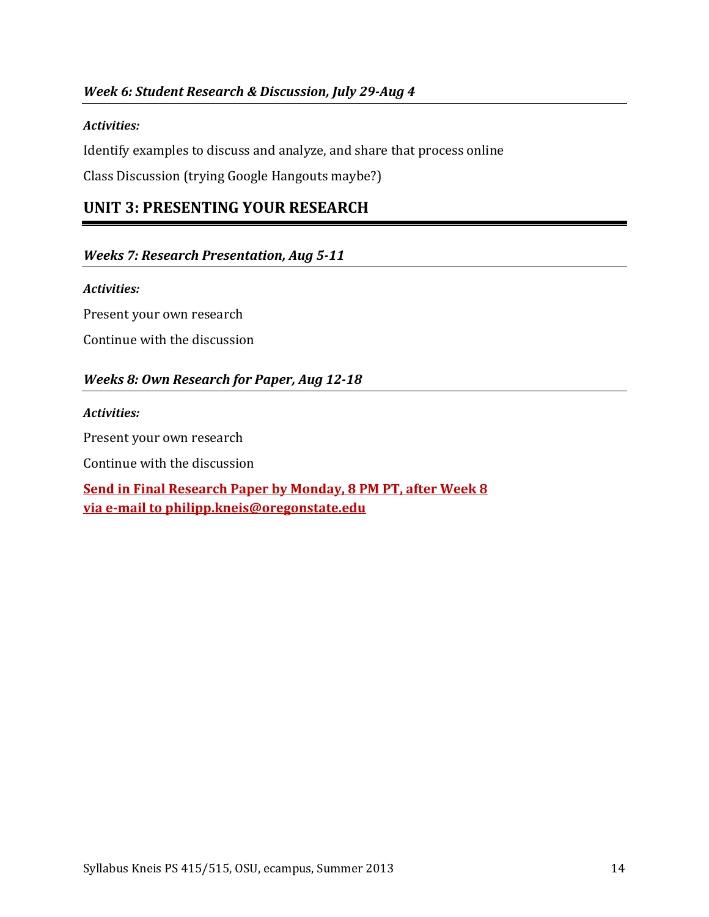### *Week 6: Student Research & Discussion, July 29-Aug 4*

***Activities:***

Identify examples to discuss and analyze, and share that process online

Class Discussion (trying Google Hangouts maybe?)

## UNIT 3: PRESENTING YOUR RESEARCH

### *Weeks 7: Research Presentation, Aug 5-11*

***Activities:***

Present your own research

Continue with the discussion

### *Weeks 8: Own Research for Paper, Aug 12-18*

***Activities:***

Present your own research

Continue with the discussion

**Send in Final Research Paper by Monday, 8 PM PT, after Week 8 via e-mail to philipp.kneis@oregonstate.edu**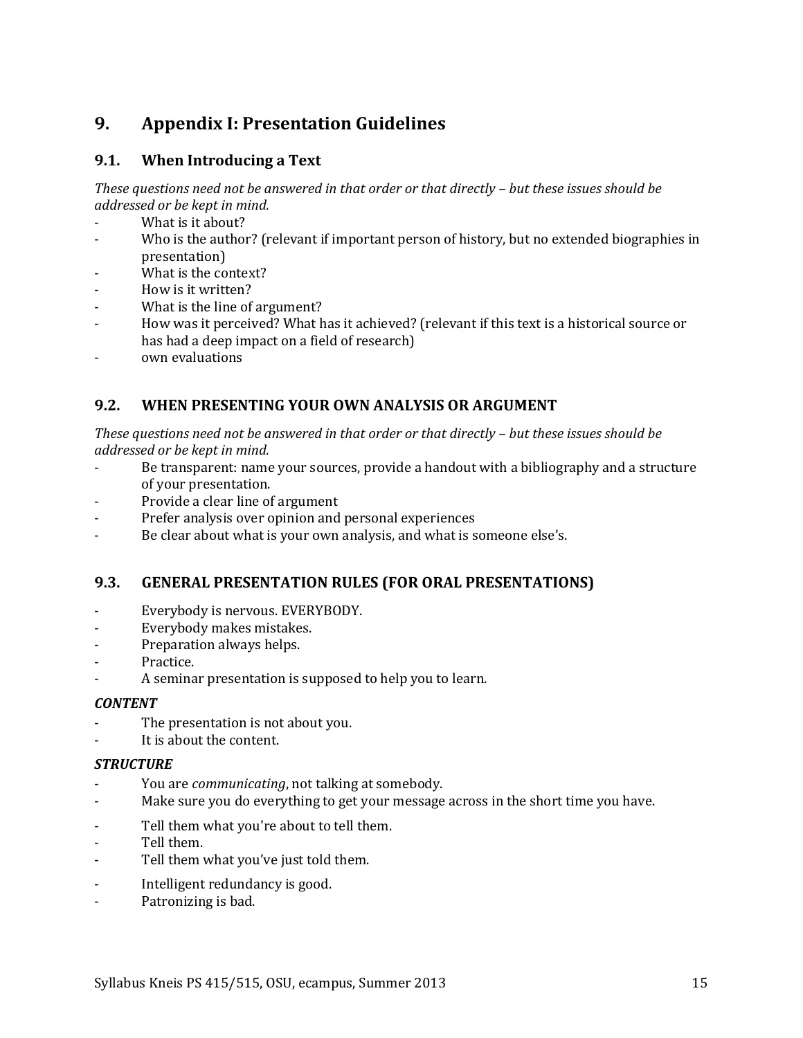# 9. Appendix I: Presentation Guidelines

## 9.1. When Introducing a Text

*These questions need not be answered in that order or that directly – but these issues should be addressed or be kept in mind.*

- What is it about?
- Who is the author? (relevant if important person of history, but no extended biographies in presentation)
- What is the context?
- How is it written?
- What is the line of argument?
- How was it perceived? What has it achieved? (relevant if this text is a historical source or has had a deep impact on a field of research)
- own evaluations

## 9.2. WHEN PRESENTING YOUR OWN ANALYSIS OR ARGUMENT

*These questions need not be answered in that order or that directly – but these issues should be addressed or be kept in mind.*

- Be transparent: name your sources, provide a handout with a bibliography and a structure of your presentation.
- Provide a clear line of argument
- Prefer analysis over opinion and personal experiences
- Be clear about what is your own analysis, and what is someone else's.

## 9.3. GENERAL PRESENTATION RULES (FOR ORAL PRESENTATIONS)

- Everybody is nervous. EVERYBODY.
- Everybody makes mistakes.
- Preparation always helps.
- Practice.
- A seminar presentation is supposed to help you to learn.

***CONTENT***

- The presentation is not about you.
- It is about the content.

***STRUCTURE***

- You are *communicating*, not talking at somebody.
- Make sure you do everything to get your message across in the short time you have.

- Tell them what you're about to tell them.
- Tell them.
- Tell them what you've just told them.

- Intelligent redundancy is good.
- Patronizing is bad.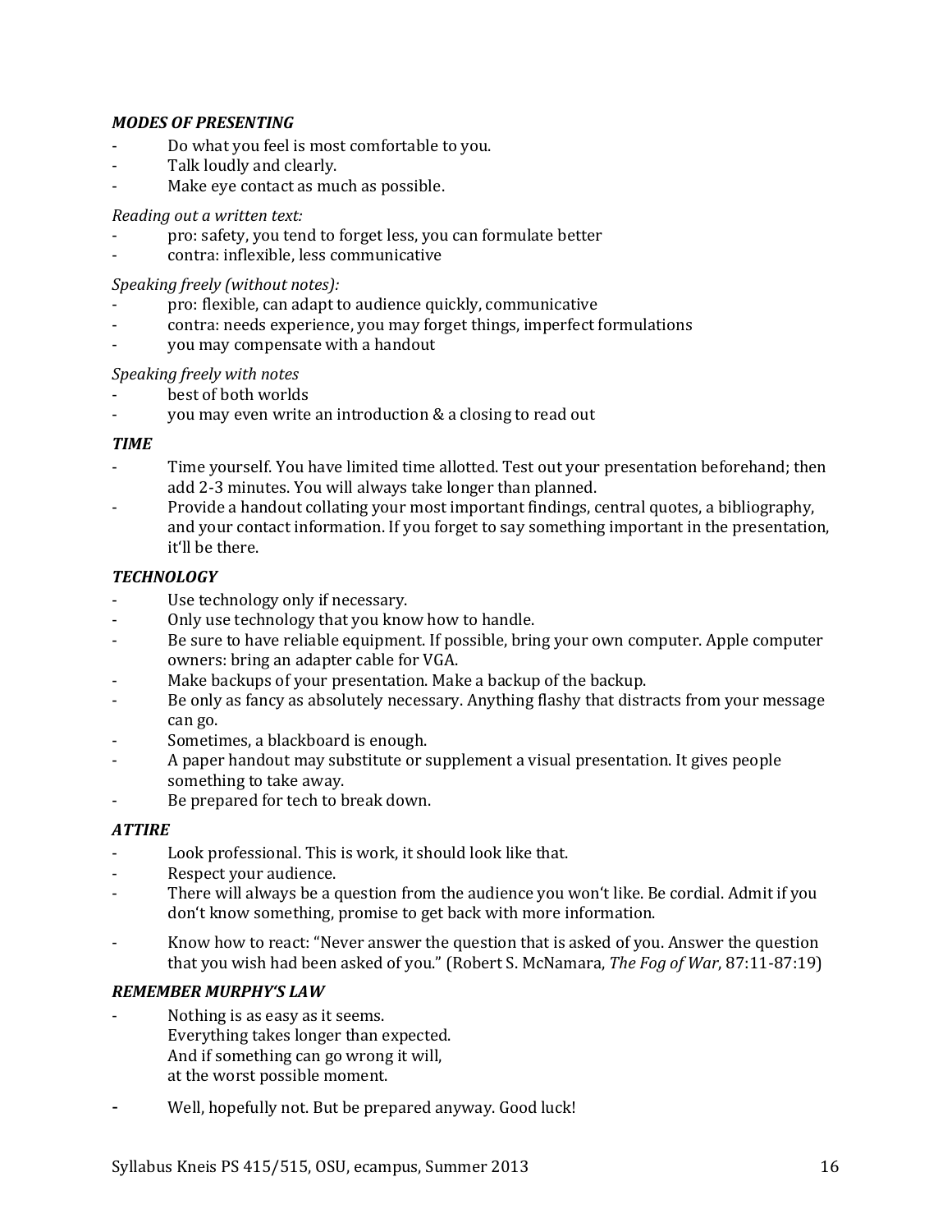***MODES OF PRESENTING***

- Do what you feel is most comfortable to you.
- Talk loudly and clearly.
- Make eye contact as much as possible.

*Reading out a written text:*

- pro: safety, you tend to forget less, you can formulate better
- contra: inflexible, less communicative

*Speaking freely (without notes):*

- pro: flexible, can adapt to audience quickly, communicative
- contra: needs experience, you may forget things, imperfect formulations
- you may compensate with a handout

*Speaking freely with notes*

- best of both worlds
- you may even write an introduction & a closing to read out

***TIME***

- Time yourself. You have limited time allotted. Test out your presentation beforehand; then add 2-3 minutes. You will always take longer than planned.
- Provide a handout collating your most important findings, central quotes, a bibliography, and your contact information. If you forget to say something important in the presentation, it'll be there.

***TECHNOLOGY***

- Use technology only if necessary.
- Only use technology that you know how to handle.
- Be sure to have reliable equipment. If possible, bring your own computer. Apple computer owners: bring an adapter cable for VGA.
- Make backups of your presentation. Make a backup of the backup.
- Be only as fancy as absolutely necessary. Anything flashy that distracts from your message can go.
- Sometimes, a blackboard is enough.
- A paper handout may substitute or supplement a visual presentation. It gives people something to take away.
- Be prepared for tech to break down.

***ATTIRE***

- Look professional. This is work, it should look like that.
- Respect your audience.
- There will always be a question from the audience you won't like. Be cordial. Admit if you don't know something, promise to get back with more information.
- Know how to react: "Never answer the question that is asked of you. Answer the question that you wish had been asked of you." (Robert S. McNamara, *The Fog of War*, 87:11-87:19)

***REMEMBER MURPHY'S LAW***

- Nothing is as easy as it seems.
  Everything takes longer than expected.
  And if something can go wrong it will,
  at the worst possible moment.
- Well, hopefully not. But be prepared anyway. Good luck!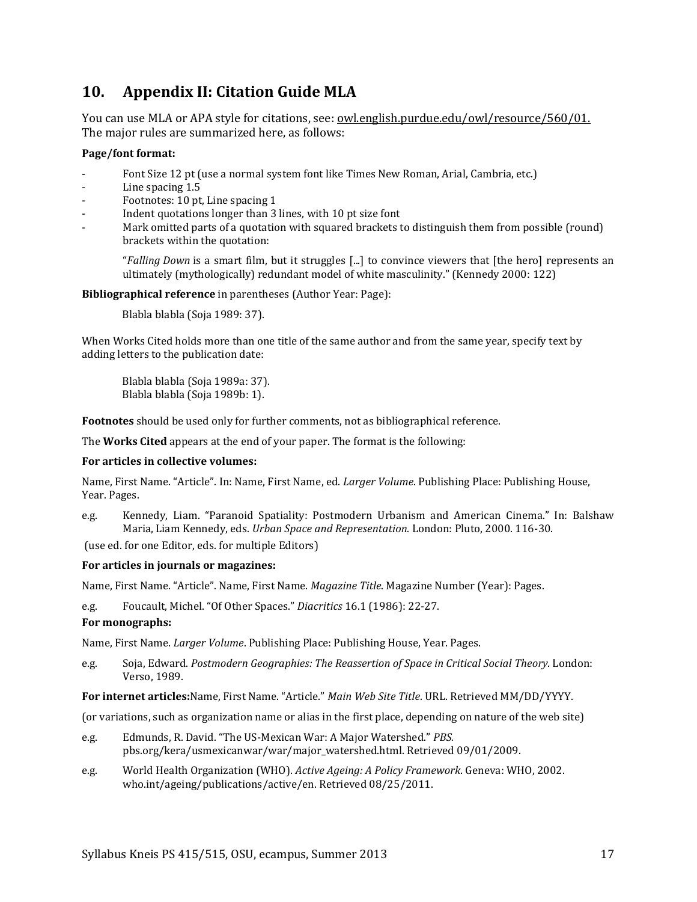## 10. Appendix II: Citation Guide MLA

You can use MLA or APA style for citations, see: owl.english.purdue.edu/owl/resource/560/01.
The major rules are summarized here, as follows:

**Page/font format:**

- Font Size 12 pt (use a normal system font like Times New Roman, Arial, Cambria, etc.)
- Line spacing 1.5
- Footnotes: 10 pt, Line spacing 1
- Indent quotations longer than 3 lines, with 10 pt size font
- Mark omitted parts of a quotation with squared brackets to distinguish them from possible (round) brackets within the quotation:

> "*Falling Down* is a smart film, but it struggles [...] to convince viewers that [the hero] represents an ultimately (mythologically) redundant model of white masculinity." (Kennedy 2000: 122)

**Bibliographical reference** in parentheses (Author Year: Page):

> Blabla blabla (Soja 1989: 37).

When Works Cited holds more than one title of the same author and from the same year, specify text by adding letters to the publication date:

> Blabla blabla (Soja 1989a: 37).
> Blabla blabla (Soja 1989b: 1).

**Footnotes** should be used only for further comments, not as bibliographical reference.

The **Works Cited** appears at the end of your paper. The format is the following:

**For articles in collective volumes:**

Name, First Name. "Article". In: Name, First Name, ed. *Larger Volume*. Publishing Place: Publishing House, Year. Pages.

e.g. Kennedy, Liam. "Paranoid Spatiality: Postmodern Urbanism and American Cinema." In: Balshaw Maria, Liam Kennedy, eds. *Urban Space and Representation.* London: Pluto, 2000. 116-30.

(use ed. for one Editor, eds. for multiple Editors)

**For articles in journals or magazines:**

Name, First Name. "Article". Name, First Name. *Magazine Title*. Magazine Number (Year): Pages.

e.g. Foucault, Michel. "Of Other Spaces." *Diacritics* 16.1 (1986): 22-27.

**For monographs:**

Name, First Name. *Larger Volume*. Publishing Place: Publishing House, Year. Pages.

e.g. Soja, Edward. *Postmodern Geographies: The Reassertion of Space in Critical Social Theory*. London: Verso, 1989.

**For internet articles:**Name, First Name. "Article." *Main Web Site Title*. URL. Retrieved MM/DD/YYYY.

(or variations, such as organization name or alias in the first place, depending on nature of the web site)

e.g. Edmunds, R. David. "The US-Mexican War: A Major Watershed." *PBS.* pbs.org/kera/usmexicanwar/war/major_watershed.html. Retrieved 09/01/2009.

e.g. World Health Organization (WHO). *Active Ageing: A Policy Framework*. Geneva: WHO, 2002. who.int/ageing/publications/active/en. Retrieved 08/25/2011.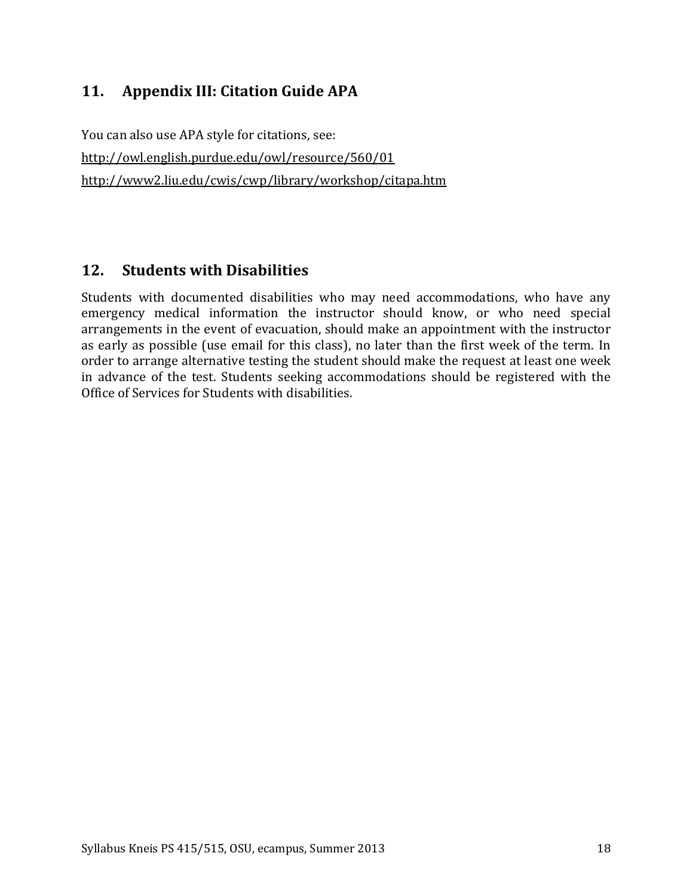## 11. Appendix III: Citation Guide APA

You can also use APA style for citations, see:

http://owl.english.purdue.edu/owl/resource/560/01

http://www2.liu.edu/cwis/cwp/library/workshop/citapa.htm

## 12. Students with Disabilities

Students with documented disabilities who may need accommodations, who have any emergency medical information the instructor should know, or who need special arrangements in the event of evacuation, should make an appointment with the instructor as early as possible (use email for this class), no later than the first week of the term. In order to arrange alternative testing the student should make the request at least one week in advance of the test. Students seeking accommodations should be registered with the Office of Services for Students with disabilities.